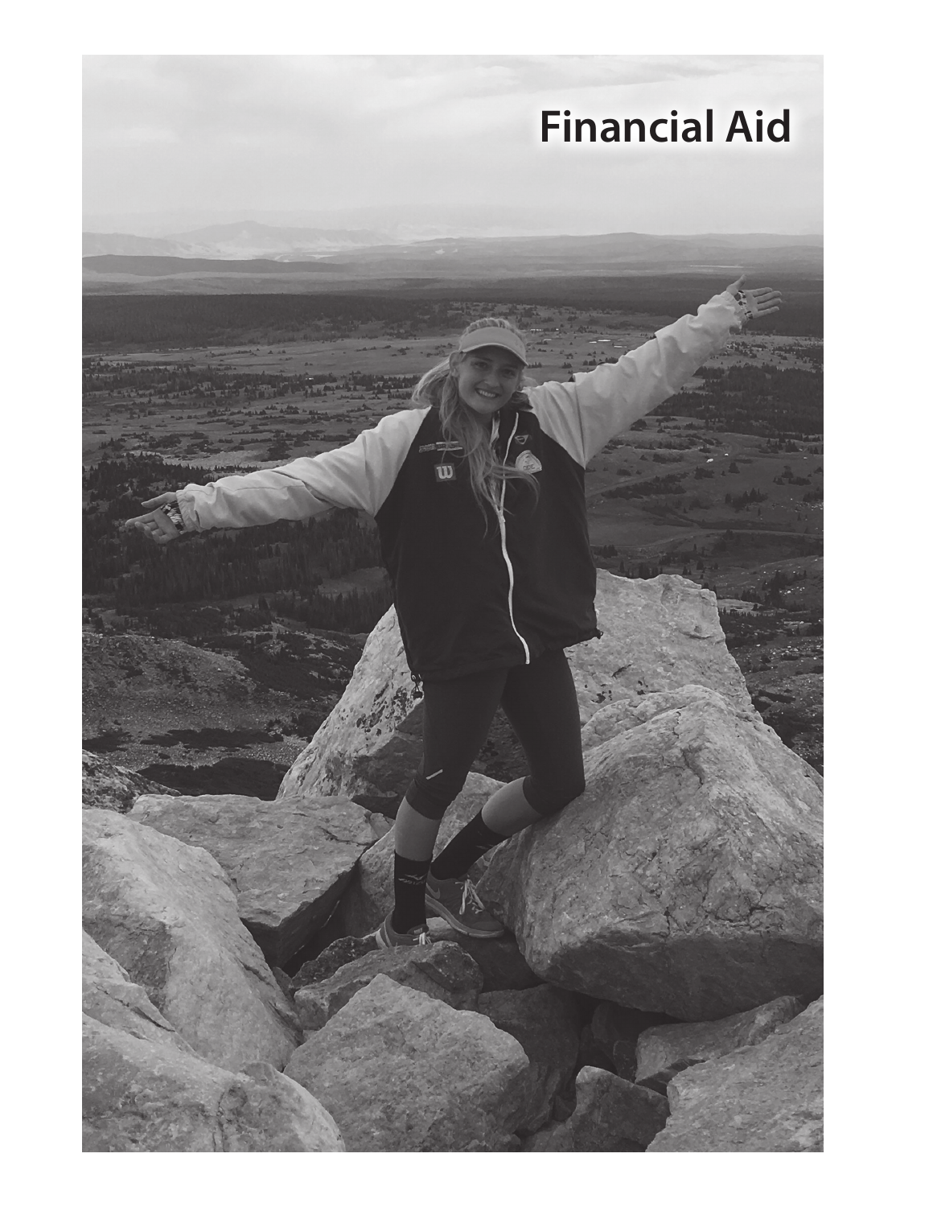# Financial Aid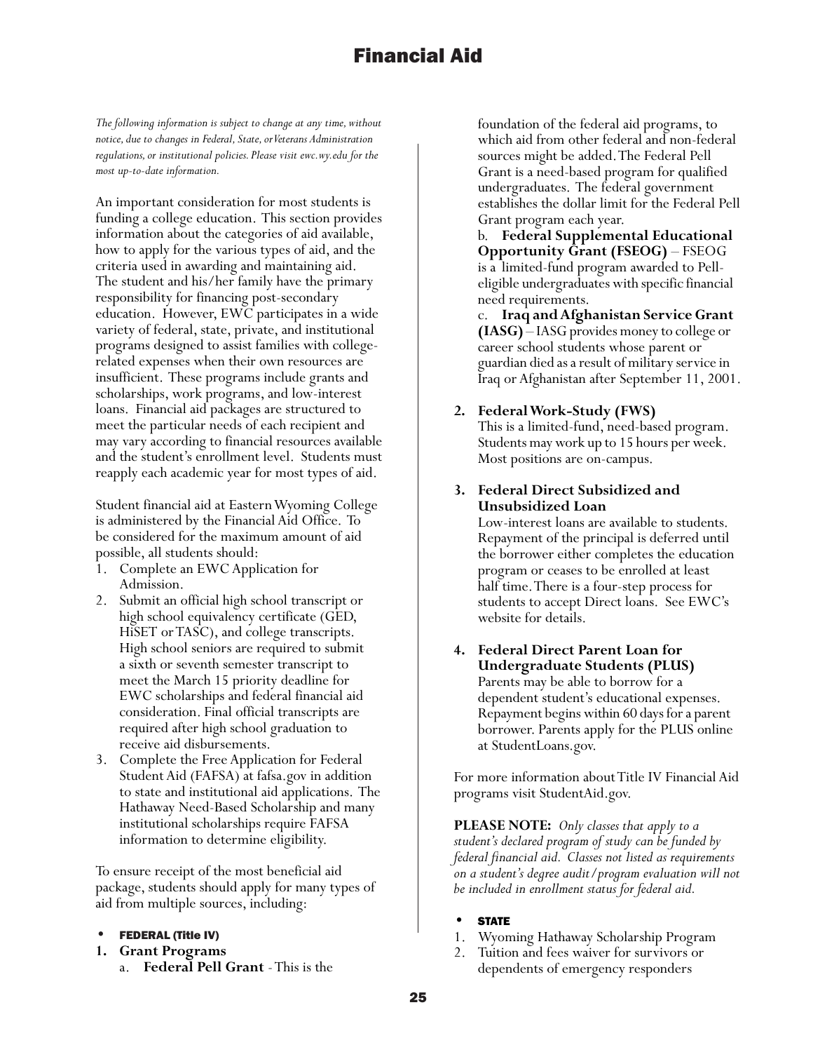# Financial Aid

*The following information is subject to change at any time, without notice, due to changes in Federal, State, or Veterans Administration regulations, or institutional policies. Please visit ewc.wy.edu for the most up-to-date information.*

An important consideration for most students is funding a college education. This section provides information about the categories of aid available, how to apply for the various types of aid, and the criteria used in awarding and maintaining aid. The student and his/her family have the primary responsibility for financing post-secondary education. However, EWC participates in a wide variety of federal, state, private, and institutional programs designed to assist families with college-related expenses when their own resources are insufficient. These programs include grants and scholarships, work programs, and low-interest loans. Financial aid packages are structured to meet the particular needs of each recipient and may vary according to financial resources available and the student's enrollment level. Students must reapply each academic year for most types of aid.

Student financial aid at Eastern Wyoming College is administered by the Financial Aid Office. To be considered for the maximum amount of aid possible, all students should:

1. Complete an EWC Application for Admission.
2. Submit an official high school transcript or high school equivalency certificate (GED, HiSET or TASC), and college transcripts. High school seniors are required to submit a sixth or seventh semester transcript to meet the March 15 priority deadline for EWC scholarships and federal financial aid consideration. Final official transcripts are required after high school graduation to receive aid disbursements.
3. Complete the Free Application for Federal Student Aid (FAFSA) at fafsa.gov in addition to state and institutional aid applications. The Hathaway Need-Based Scholarship and many institutional scholarships require FAFSA information to determine eligibility.

To ensure receipt of the most beneficial aid package, students should apply for many types of aid from multiple sources, including:

- **FEDERAL (Title IV)**

1. **Grant Programs**
   a. **Federal Pell Grant** - This is the foundation of the federal aid programs, to which aid from other federal and non-federal sources might be added. The Federal Pell Grant is a need-based program for qualified undergraduates. The federal government establishes the dollar limit for the Federal Pell Grant program each year.
   b. **Federal Supplemental Educational Opportunity Grant (FSEOG)** – FSEOG is a limited-fund program awarded to Pell-eligible undergraduates with specific financial need requirements.
   c. **Iraq and Afghanistan Service Grant (IASG)** – IASG provides money to college or career school students whose parent or guardian died as a result of military service in Iraq or Afghanistan after September 11, 2001.
2. **Federal Work-Study (FWS)**
   This is a limited-fund, need-based program. Students may work up to 15 hours per week. Most positions are on-campus.
3. **Federal Direct Subsidized and Unsubsidized Loan**
   Low-interest loans are available to students. Repayment of the principal is deferred until the borrower either completes the education program or ceases to be enrolled at least half time. There is a four-step process for students to accept Direct loans. See EWC's website for details.
4. **Federal Direct Parent Loan for Undergraduate Students (PLUS)**
   Parents may be able to borrow for a dependent student's educational expenses. Repayment begins within 60 days for a parent borrower. Parents apply for the PLUS online at StudentLoans.gov.

For more information about Title IV Financial Aid programs visit StudentAid.gov.

**PLEASE NOTE:** *Only classes that apply to a student's declared program of study can be funded by federal financial aid. Classes not listed as requirements on a student's degree audit/program evaluation will not be included in enrollment status for federal aid.*

- **STATE**

1. Wyoming Hathaway Scholarship Program
2. Tuition and fees waiver for survivors or dependents of emergency responders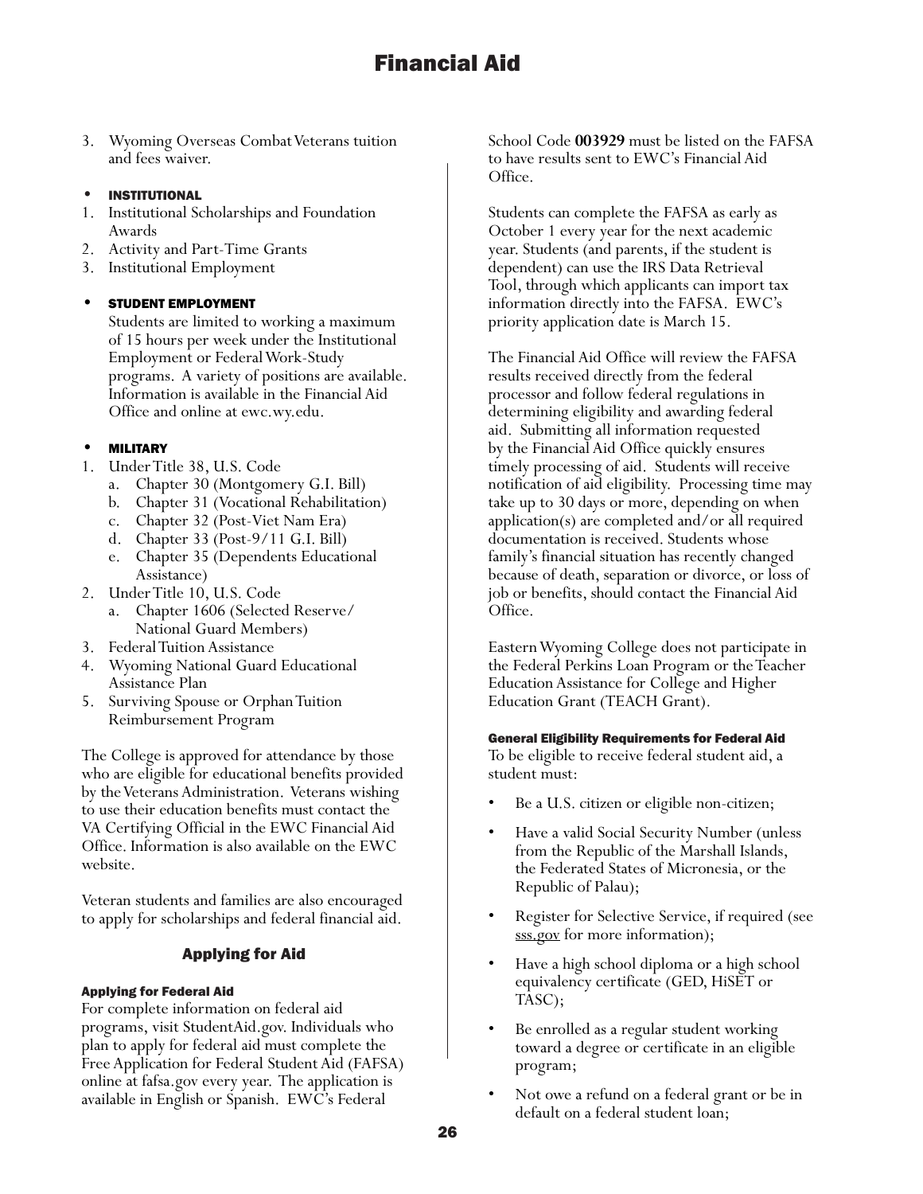3. Wyoming Overseas Combat Veterans tuition and fees waiver.

- **INSTITUTIONAL**

1. Institutional Scholarships and Foundation Awards
2. Activity and Part-Time Grants
3. Institutional Employment

- **STUDENT EMPLOYMENT**

  Students are limited to working a maximum of 15 hours per week under the Institutional Employment or Federal Work-Study programs. A variety of positions are available. Information is available in the Financial Aid Office and online at ewc.wy.edu.

- **MILITARY**

1. Under Title 38, U.S. Code
   a. Chapter 30 (Montgomery G.I. Bill)
   b. Chapter 31 (Vocational Rehabilitation)
   c. Chapter 32 (Post-Viet Nam Era)
   d. Chapter 33 (Post-9/11 G.I. Bill)
   e. Chapter 35 (Dependents Educational Assistance)
2. Under Title 10, U.S. Code
   a. Chapter 1606 (Selected Reserve/ National Guard Members)
3. Federal Tuition Assistance
4. Wyoming National Guard Educational Assistance Plan
5. Surviving Spouse or Orphan Tuition Reimbursement Program

The College is approved for attendance by those who are eligible for educational benefits provided by the Veterans Administration. Veterans wishing to use their education benefits must contact the VA Certifying Official in the EWC Financial Aid Office. Information is also available on the EWC website.

Veteran students and families are also encouraged to apply for scholarships and federal financial aid.

## Applying for Aid

### Applying for Federal Aid

For complete information on federal aid programs, visit StudentAid.gov. Individuals who plan to apply for federal aid must complete the Free Application for Federal Student Aid (FAFSA) online at fafsa.gov every year. The application is available in English or Spanish. EWC's Federal School Code **003929** must be listed on the FAFSA to have results sent to EWC's Financial Aid Office.

Students can complete the FAFSA as early as October 1 every year for the next academic year. Students (and parents, if the student is dependent) can use the IRS Data Retrieval Tool, through which applicants can import tax information directly into the FAFSA. EWC's priority application date is March 15.

The Financial Aid Office will review the FAFSA results received directly from the federal processor and follow federal regulations in determining eligibility and awarding federal aid. Submitting all information requested by the Financial Aid Office quickly ensures timely processing of aid. Students will receive notification of aid eligibility. Processing time may take up to 30 days or more, depending on when application(s) are completed and/or all required documentation is received. Students whose family's financial situation has recently changed because of death, separation or divorce, or loss of job or benefits, should contact the Financial Aid Office.

Eastern Wyoming College does not participate in the Federal Perkins Loan Program or the Teacher Education Assistance for College and Higher Education Grant (TEACH Grant).

### General Eligibility Requirements for Federal Aid

To be eligible to receive federal student aid, a student must:

- Be a U.S. citizen or eligible non-citizen;
- Have a valid Social Security Number (unless from the Republic of the Marshall Islands, the Federated States of Micronesia, or the Republic of Palau);
- Register for Selective Service, if required (see sss.gov for more information);
- Have a high school diploma or a high school equivalency certificate (GED, HiSET or TASC);
- Be enrolled as a regular student working toward a degree or certificate in an eligible program;
- Not owe a refund on a federal grant or be in default on a federal student loan;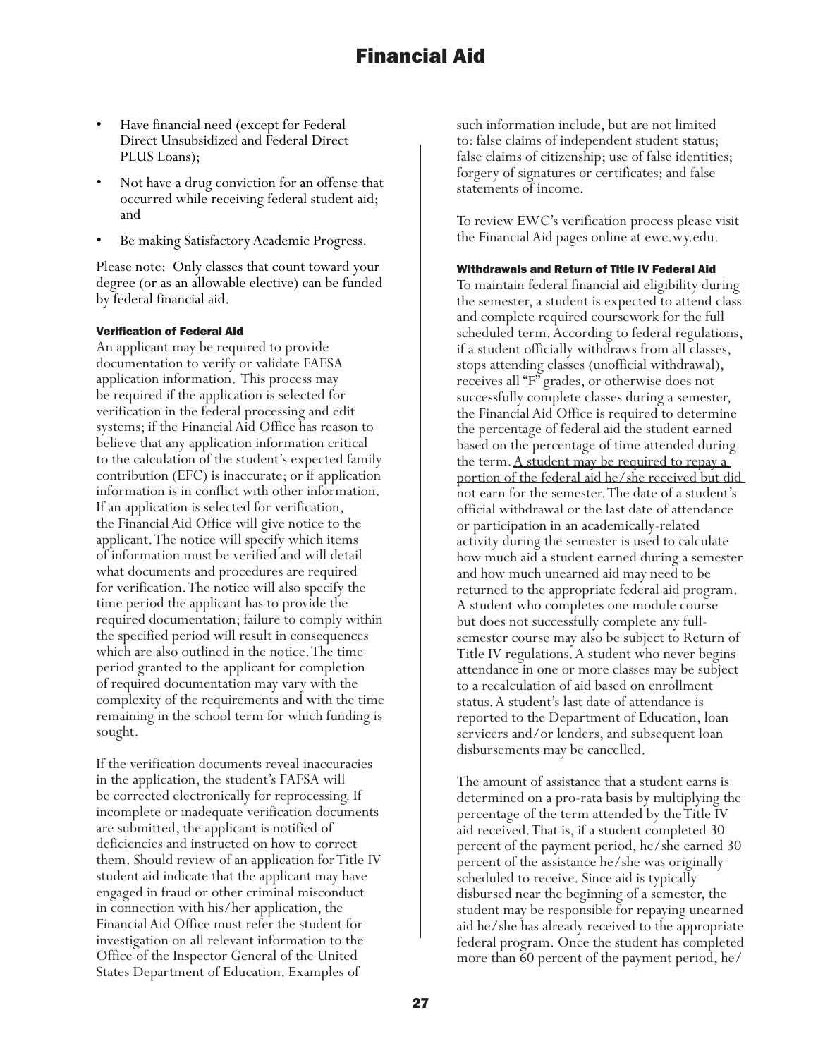- Have financial need (except for Federal Direct Unsubsidized and Federal Direct PLUS Loans);
- Not have a drug conviction for an offense that occurred while receiving federal student aid; and
- Be making Satisfactory Academic Progress.

Please note: Only classes that count toward your degree (or as an allowable elective) can be funded by federal financial aid.

#### Verification of Federal Aid

An applicant may be required to provide documentation to verify or validate FAFSA application information. This process may be required if the application is selected for verification in the federal processing and edit systems; if the Financial Aid Office has reason to believe that any application information critical to the calculation of the student's expected family contribution (EFC) is inaccurate; or if application information is in conflict with other information. If an application is selected for verification, the Financial Aid Office will give notice to the applicant. The notice will specify which items of information must be verified and will detail what documents and procedures are required for verification. The notice will also specify the time period the applicant has to provide the required documentation; failure to comply within the specified period will result in consequences which are also outlined in the notice. The time period granted to the applicant for completion of required documentation may vary with the complexity of the requirements and with the time remaining in the school term for which funding is sought.

If the verification documents reveal inaccuracies in the application, the student's FAFSA will be corrected electronically for reprocessing. If incomplete or inadequate verification documents are submitted, the applicant is notified of deficiencies and instructed on how to correct them. Should review of an application for Title IV student aid indicate that the applicant may have engaged in fraud or other criminal misconduct in connection with his/her application, the Financial Aid Office must refer the student for investigation on all relevant information to the Office of the Inspector General of the United States Department of Education. Examples of such information include, but are not limited to: false claims of independent student status; false claims of citizenship; use of false identities; forgery of signatures or certificates; and false statements of income.

To review EWC's verification process please visit the Financial Aid pages online at ewc.wy.edu.

#### Withdrawals and Return of Title IV Federal Aid

To maintain federal financial aid eligibility during the semester, a student is expected to attend class and complete required coursework for the full scheduled term. According to federal regulations, if a student officially withdraws from all classes, stops attending classes (unofficial withdrawal), receives all "F" grades, or otherwise does not successfully complete classes during a semester, the Financial Aid Office is required to determine the percentage of federal aid the student earned based on the percentage of time attended during the term. <u>A student may be required to repay a portion of the federal aid he/she received but did not earn for the semester.</u> The date of a student's official withdrawal or the last date of attendance or participation in an academically-related activity during the semester is used to calculate how much aid a student earned during a semester and how much unearned aid may need to be returned to the appropriate federal aid program. A student who completes one module course but does not successfully complete any full-semester course may also be subject to Return of Title IV regulations. A student who never begins attendance in one or more classes may be subject to a recalculation of aid based on enrollment status. A student's last date of attendance is reported to the Department of Education, loan servicers and/or lenders, and subsequent loan disbursements may be cancelled.

The amount of assistance that a student earns is determined on a pro-rata basis by multiplying the percentage of the term attended by the Title IV aid received. That is, if a student completed 30 percent of the payment period, he/she earned 30 percent of the assistance he/she was originally scheduled to receive. Since aid is typically disbursed near the beginning of a semester, the student may be responsible for repaying unearned aid he/she has already received to the appropriate federal program. Once the student has completed more than 60 percent of the payment period, he/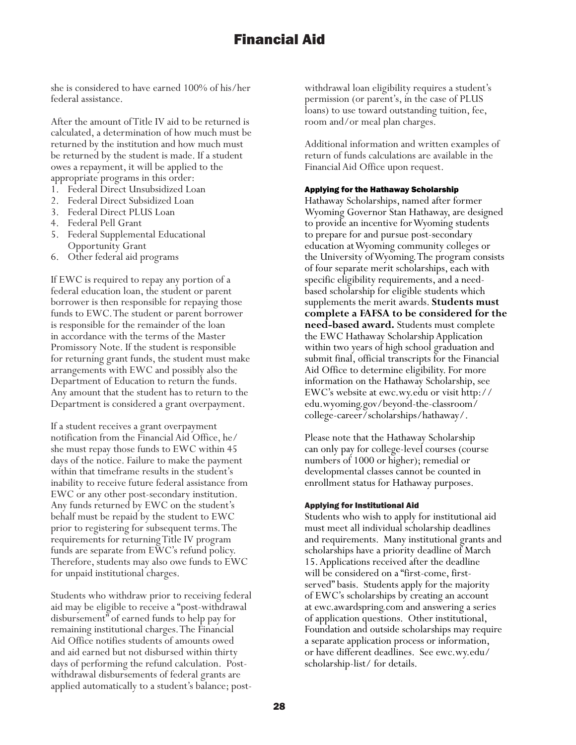she is considered to have earned 100% of his/her federal assistance.

After the amount of Title IV aid to be returned is calculated, a determination of how much must be returned by the institution and how much must be returned by the student is made. If a student owes a repayment, it will be applied to the appropriate programs in this order:

1. Federal Direct Unsubsidized Loan
2. Federal Direct Subsidized Loan
3. Federal Direct PLUS Loan
4. Federal Pell Grant
5. Federal Supplemental Educational Opportunity Grant
6. Other federal aid programs

If EWC is required to repay any portion of a federal education loan, the student or parent borrower is then responsible for repaying those funds to EWC. The student or parent borrower is responsible for the remainder of the loan in accordance with the terms of the Master Promissory Note. If the student is responsible for returning grant funds, the student must make arrangements with EWC and possibly also the Department of Education to return the funds. Any amount that the student has to return to the Department is considered a grant overpayment.

If a student receives a grant overpayment notification from the Financial Aid Office, he/she must repay those funds to EWC within 45 days of the notice. Failure to make the payment within that timeframe results in the student's inability to receive future federal assistance from EWC or any other post-secondary institution. Any funds returned by EWC on the student's behalf must be repaid by the student to EWC prior to registering for subsequent terms. The requirements for returning Title IV program funds are separate from EWC's refund policy. Therefore, students may also owe funds to EWC for unpaid institutional charges.

Students who withdraw prior to receiving federal aid may be eligible to receive a "post-withdrawal disbursement" of earned funds to help pay for remaining institutional charges. The Financial Aid Office notifies students of amounts owed and aid earned but not disbursed within thirty days of performing the refund calculation. Post-withdrawal disbursements of federal grants are applied automatically to a student's balance; post-withdrawal loan eligibility requires a student's permission (or parent's, in the case of PLUS loans) to use toward outstanding tuition, fee, room and/or meal plan charges.

Additional information and written examples of return of funds calculations are available in the Financial Aid Office upon request.

#### Applying for the Hathaway Scholarship

Hathaway Scholarships, named after former Wyoming Governor Stan Hathaway, are designed to provide an incentive for Wyoming students to prepare for and pursue post-secondary education at Wyoming community colleges or the University of Wyoming. The program consists of four separate merit scholarships, each with specific eligibility requirements, and a need-based scholarship for eligible students which supplements the merit awards. **Students must complete a FAFSA to be considered for the need-based award.** Students must complete the EWC Hathaway Scholarship Application within two years of high school graduation and submit final, official transcripts for the Financial Aid Office to determine eligibility. For more information on the Hathaway Scholarship, see EWC's website at ewc.wy.edu or visit http://edu.wyoming.gov/beyond-the-classroom/college-career/scholarships/hathaway/.

Please note that the Hathaway Scholarship can only pay for college-level courses (course numbers of 1000 or higher); remedial or developmental classes cannot be counted in enrollment status for Hathaway purposes.

#### Applying for Institutional Aid

Students who wish to apply for institutional aid must meet all individual scholarship deadlines and requirements. Many institutional grants and scholarships have a priority deadline of March 15. Applications received after the deadline will be considered on a "first-come, first-served" basis. Students apply for the majority of EWC's scholarships by creating an account at ewc.awardspring.com and answering a series of application questions. Other institutional, Foundation and outside scholarships may require a separate application process or information, or have different deadlines. See ewc.wy.edu/scholarship-list/ for details.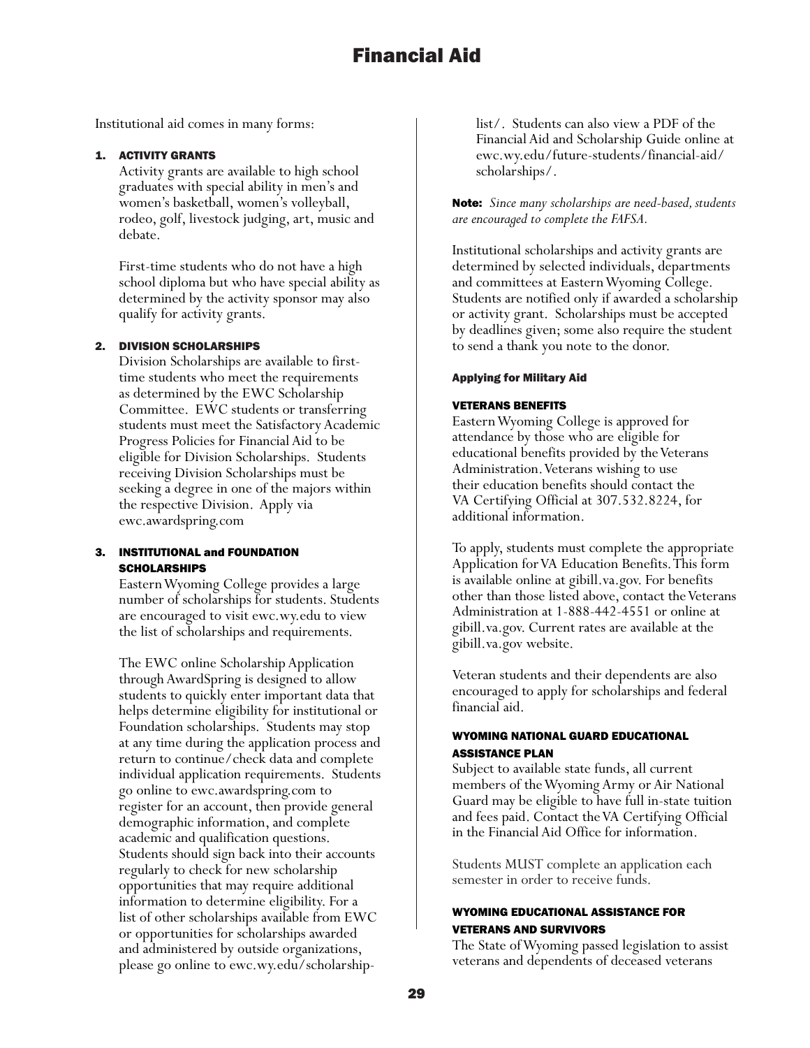# Financial Aid

Institutional aid comes in many forms:

1. **ACTIVITY GRANTS**
   Activity grants are available to high school graduates with special ability in men's and women's basketball, women's volleyball, rodeo, golf, livestock judging, art, music and debate.

   First-time students who do not have a high school diploma but who have special ability as determined by the activity sponsor may also qualify for activity grants.

2. **DIVISION SCHOLARSHIPS**
   Division Scholarships are available to first-time students who meet the requirements as determined by the EWC Scholarship Committee. EWC students or transferring students must meet the Satisfactory Academic Progress Policies for Financial Aid to be eligible for Division Scholarships. Students receiving Division Scholarships must be seeking a degree in one of the majors within the respective Division. Apply via ewc.awardspring.com

3. **INSTITUTIONAL and FOUNDATION SCHOLARSHIPS**
   Eastern Wyoming College provides a large number of scholarships for students. Students are encouraged to visit ewc.wy.edu to view the list of scholarships and requirements.

   The EWC online Scholarship Application through AwardSpring is designed to allow students to quickly enter important data that helps determine eligibility for institutional or Foundation scholarships. Students may stop at any time during the application process and return to continue/check data and complete individual application requirements. Students go online to ewc.awardspring.com to register for an account, then provide general demographic information, and complete academic and qualification questions. Students should sign back into their accounts regularly to check for new scholarship opportunities that may require additional information to determine eligibility. For a list of other scholarships available from EWC or opportunities for scholarships awarded and administered by outside organizations, please go online to ewc.wy.edu/scholarship-list/. Students can also view a PDF of the Financial Aid and Scholarship Guide online at ewc.wy.edu/future-students/financial-aid/scholarships/.

**Note:** *Since many scholarships are need-based, students are encouraged to complete the FAFSA.*

Institutional scholarships and activity grants are determined by selected individuals, departments and committees at Eastern Wyoming College. Students are notified only if awarded a scholarship or activity grant. Scholarships must be accepted by deadlines given; some also require the student to send a thank you note to the donor.

#### Applying for Military Aid

#### VETERANS BENEFITS

Eastern Wyoming College is approved for attendance by those who are eligible for educational benefits provided by the Veterans Administration. Veterans wishing to use their education benefits should contact the VA Certifying Official at 307.532.8224, for additional information.

To apply, students must complete the appropriate Application for VA Education Benefits. This form is available online at gibill.va.gov. For benefits other than those listed above, contact the Veterans Administration at 1-888-442-4551 or online at gibill.va.gov. Current rates are available at the gibill.va.gov website.

Veteran students and their dependents are also encouraged to apply for scholarships and federal financial aid.

#### WYOMING NATIONAL GUARD EDUCATIONAL ASSISTANCE PLAN

Subject to available state funds, all current members of the Wyoming Army or Air National Guard may be eligible to have full in-state tuition and fees paid. Contact the VA Certifying Official in the Financial Aid Office for information.

Students MUST complete an application each semester in order to receive funds.

#### WYOMING EDUCATIONAL ASSISTANCE FOR VETERANS AND SURVIVORS

The State of Wyoming passed legislation to assist veterans and dependents of deceased veterans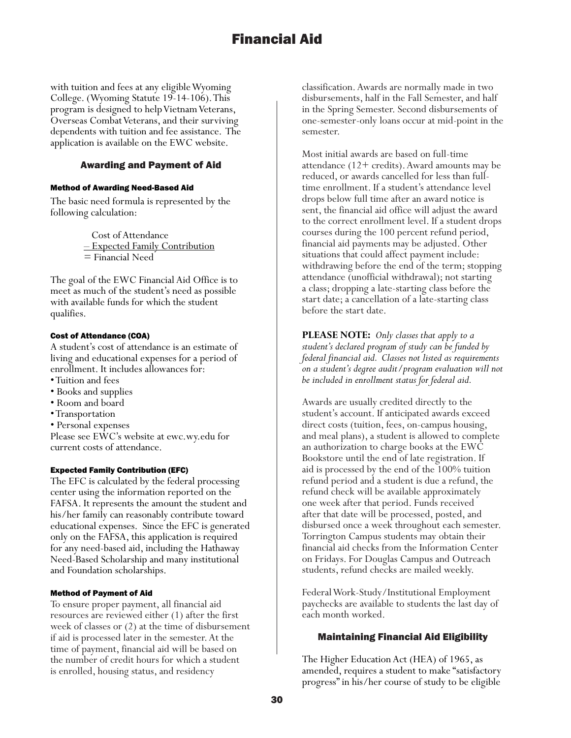with tuition and fees at any eligible Wyoming College. (Wyoming Statute 19-14-106). This program is designed to help Vietnam Veterans, Overseas Combat Veterans, and their surviving dependents with tuition and fee assistance. The application is available on the EWC website.

## Awarding and Payment of Aid

### Method of Awarding Need-Based Aid

The basic need formula is represented by the following calculation:

Cost of Attendance
– Expected Family Contribution
= Financial Need

The goal of the EWC Financial Aid Office is to meet as much of the student's need as possible with available funds for which the student qualifies.

### Cost of Attendance (COA)

A student's cost of attendance is an estimate of living and educational expenses for a period of enrollment. It includes allowances for:

- Tuition and fees
- Books and supplies
- Room and board
- Transportation
- Personal expenses

Please see EWC's website at ewc.wy.edu for current costs of attendance.

### Expected Family Contribution (EFC)

The EFC is calculated by the federal processing center using the information reported on the FAFSA. It represents the amount the student and his/her family can reasonably contribute toward educational expenses. Since the EFC is generated only on the FAFSA, this application is required for any need-based aid, including the Hathaway Need-Based Scholarship and many institutional and Foundation scholarships.

### Method of Payment of Aid

To ensure proper payment, all financial aid resources are reviewed either (1) after the first week of classes or (2) at the time of disbursement if aid is processed later in the semester. At the time of payment, financial aid will be based on the number of credit hours for which a student is enrolled, housing status, and residency classification. Awards are normally made in two disbursements, half in the Fall Semester, and half in the Spring Semester. Second disbursements of one-semester-only loans occur at mid-point in the semester.

Most initial awards are based on full-time attendance (12+ credits). Award amounts may be reduced, or awards cancelled for less than full-time enrollment. If a student's attendance level drops below full time after an award notice is sent, the financial aid office will adjust the award to the correct enrollment level. If a student drops courses during the 100 percent refund period, financial aid payments may be adjusted. Other situations that could affect payment include: withdrawing before the end of the term; stopping attendance (unofficial withdrawal); not starting a class; dropping a late-starting class before the start date; a cancellation of a late-starting class before the start date.

**PLEASE NOTE:** *Only classes that apply to a student's declared program of study can be funded by federal financial aid. Classes not listed as requirements on a student's degree audit/program evaluation will not be included in enrollment status for federal aid.*

Awards are usually credited directly to the student's account. If anticipated awards exceed direct costs (tuition, fees, on-campus housing, and meal plans), a student is allowed to complete an authorization to charge books at the EWC Bookstore until the end of late registration. If aid is processed by the end of the 100% tuition refund period and a student is due a refund, the refund check will be available approximately one week after that period. Funds received after that date will be processed, posted, and disbursed once a week throughout each semester. Torrington Campus students may obtain their financial aid checks from the Information Center on Fridays. For Douglas Campus and Outreach students, refund checks are mailed weekly.

Federal Work-Study/Institutional Employment paychecks are available to students the last day of each month worked.

## Maintaining Financial Aid Eligibility

The Higher Education Act (HEA) of 1965, as amended, requires a student to make "satisfactory progress" in his/her course of study to be eligible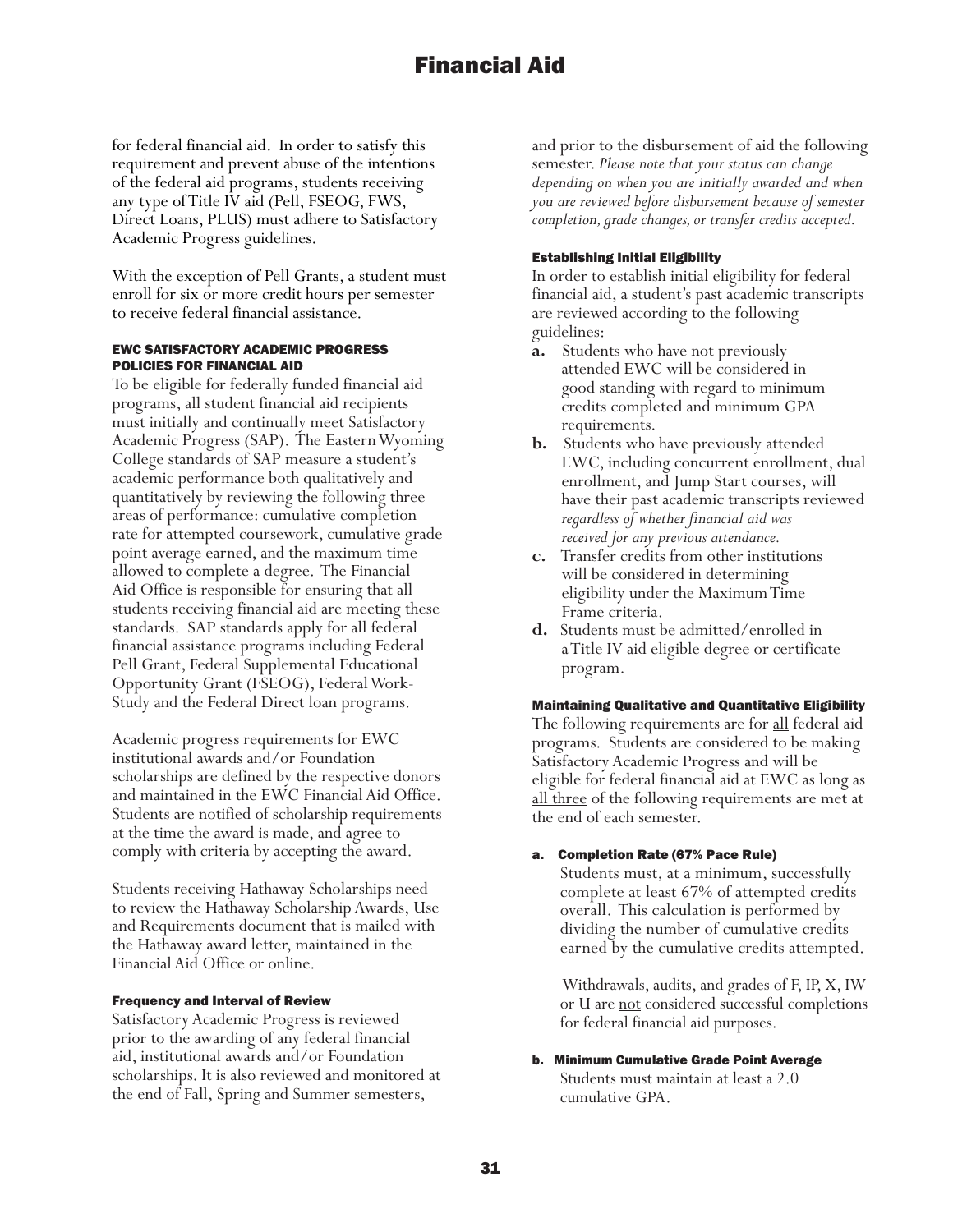for federal financial aid. In order to satisfy this requirement and prevent abuse of the intentions of the federal aid programs, students receiving any type of Title IV aid (Pell, FSEOG, FWS, Direct Loans, PLUS) must adhere to Satisfactory Academic Progress guidelines.

With the exception of Pell Grants, a student must enroll for six or more credit hours per semester to receive federal financial assistance.

### EWC SATISFACTORY ACADEMIC PROGRESS POLICIES FOR FINANCIAL AID

To be eligible for federally funded financial aid programs, all student financial aid recipients must initially and continually meet Satisfactory Academic Progress (SAP). The Eastern Wyoming College standards of SAP measure a student's academic performance both qualitatively and quantitatively by reviewing the following three areas of performance: cumulative completion rate for attempted coursework, cumulative grade point average earned, and the maximum time allowed to complete a degree. The Financial Aid Office is responsible for ensuring that all students receiving financial aid are meeting these standards. SAP standards apply for all federal financial assistance programs including Federal Pell Grant, Federal Supplemental Educational Opportunity Grant (FSEOG), Federal Work-Study and the Federal Direct loan programs.

Academic progress requirements for EWC institutional awards and/or Foundation scholarships are defined by the respective donors and maintained in the EWC Financial Aid Office. Students are notified of scholarship requirements at the time the award is made, and agree to comply with criteria by accepting the award.

Students receiving Hathaway Scholarships need to review the Hathaway Scholarship Awards, Use and Requirements document that is mailed with the Hathaway award letter, maintained in the Financial Aid Office or online.

#### Frequency and Interval of Review

Satisfactory Academic Progress is reviewed prior to the awarding of any federal financial aid, institutional awards and/or Foundation scholarships. It is also reviewed and monitored at the end of Fall, Spring and Summer semesters, and prior to the disbursement of aid the following semester. *Please note that your status can change depending on when you are initially awarded and when you are reviewed before disbursement because of semester completion, grade changes, or transfer credits accepted.*

#### Establishing Initial Eligibility

In order to establish initial eligibility for federal financial aid, a student's past academic transcripts are reviewed according to the following guidelines:

**a.** Students who have not previously attended EWC will be considered in good standing with regard to minimum credits completed and minimum GPA requirements.

**b.** Students who have previously attended EWC, including concurrent enrollment, dual enrollment, and Jump Start courses, will have their past academic transcripts reviewed *regardless of whether financial aid was received for any previous attendance.*

**c.** Transfer credits from other institutions will be considered in determining eligibility under the Maximum Time Frame criteria.

**d.** Students must be admitted/enrolled in a Title IV aid eligible degree or certificate program.

#### Maintaining Qualitative and Quantitative Eligibility

The following requirements are for all federal aid programs. Students are considered to be making Satisfactory Academic Progress and will be eligible for federal financial aid at EWC as long as all three of the following requirements are met at the end of each semester.

**a. Completion Rate (67% Pace Rule)**

Students must, at a minimum, successfully complete at least 67% of attempted credits overall. This calculation is performed by dividing the number of cumulative credits earned by the cumulative credits attempted.

Withdrawals, audits, and grades of F, IP, X, IW or U are not considered successful completions for federal financial aid purposes.

**b. Minimum Cumulative Grade Point Average**

Students must maintain at least a 2.0 cumulative GPA.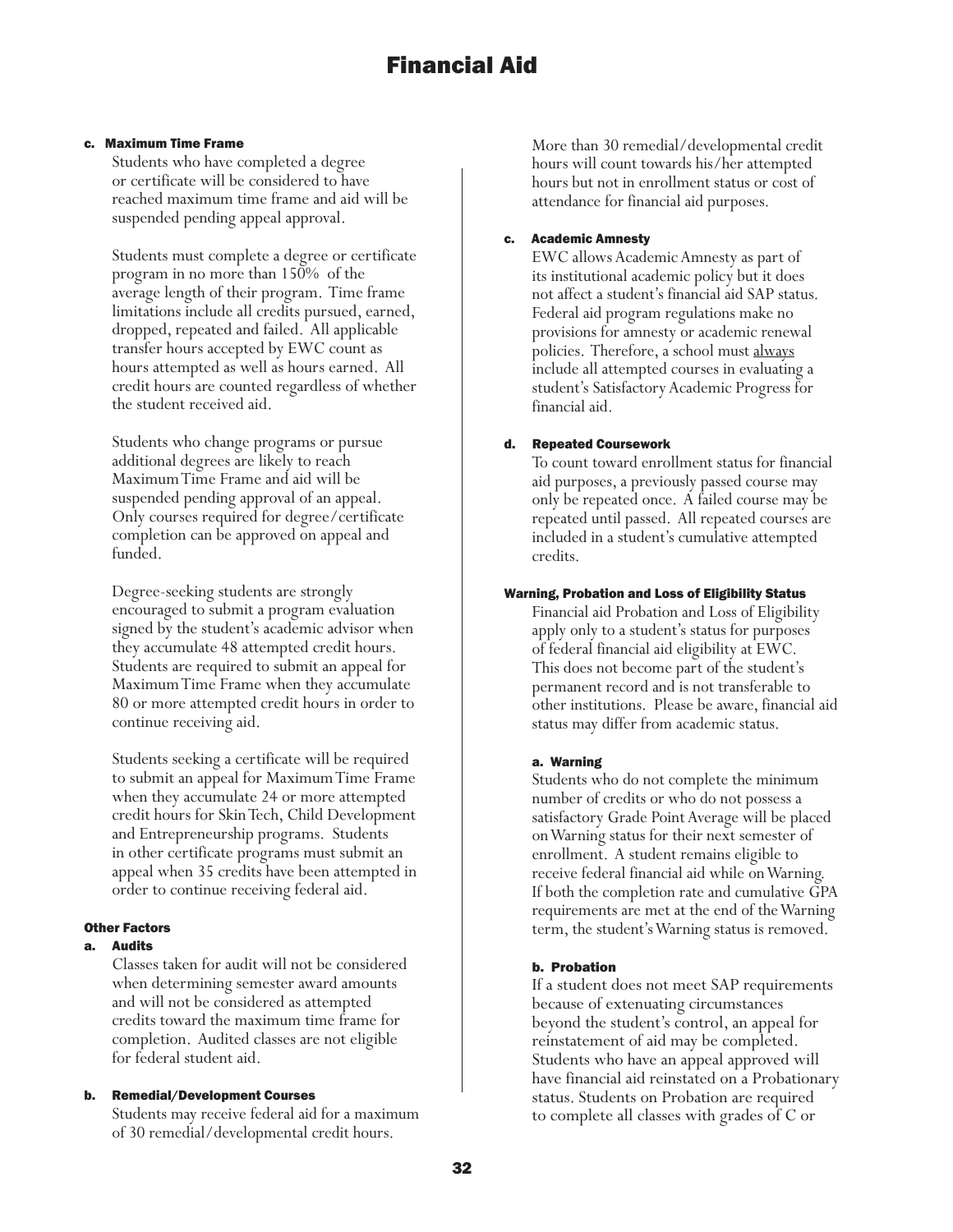#### c. Maximum Time Frame

Students who have completed a degree or certificate will be considered to have reached maximum time frame and aid will be suspended pending appeal approval.

Students must complete a degree or certificate program in no more than 150% of the average length of their program. Time frame limitations include all credits pursued, earned, dropped, repeated and failed. All applicable transfer hours accepted by EWC count as hours attempted as well as hours earned. All credit hours are counted regardless of whether the student received aid.

Students who change programs or pursue additional degrees are likely to reach Maximum Time Frame and aid will be suspended pending approval of an appeal. Only courses required for degree/certificate completion can be approved on appeal and funded.

Degree-seeking students are strongly encouraged to submit a program evaluation signed by the student's academic advisor when they accumulate 48 attempted credit hours. Students are required to submit an appeal for Maximum Time Frame when they accumulate 80 or more attempted credit hours in order to continue receiving aid.

Students seeking a certificate will be required to submit an appeal for Maximum Time Frame when they accumulate 24 or more attempted credit hours for Skin Tech, Child Development and Entrepreneurship programs. Students in other certificate programs must submit an appeal when 35 credits have been attempted in order to continue receiving federal aid.

### Other Factors

#### a. Audits

Classes taken for audit will not be considered when determining semester award amounts and will not be considered as attempted credits toward the maximum time frame for completion. Audited classes are not eligible for federal student aid.

#### b. Remedial/Development Courses

Students may receive federal aid for a maximum of 30 remedial/developmental credit hours. More than 30 remedial/developmental credit hours will count towards his/her attempted hours but not in enrollment status or cost of attendance for financial aid purposes.

#### c. Academic Amnesty

EWC allows Academic Amnesty as part of its institutional academic policy but it does not affect a student's financial aid SAP status. Federal aid program regulations make no provisions for amnesty or academic renewal policies. Therefore, a school must <u>always</u> include all attempted courses in evaluating a student's Satisfactory Academic Progress for financial aid.

#### d. Repeated Coursework

To count toward enrollment status for financial aid purposes, a previously passed course may only be repeated once. A failed course may be repeated until passed. All repeated courses are included in a student's cumulative attempted credits.

### Warning, Probation and Loss of Eligibility Status

Financial aid Probation and Loss of Eligibility apply only to a student's status for purposes of federal financial aid eligibility at EWC. This does not become part of the student's permanent record and is not transferable to other institutions. Please be aware, financial aid status may differ from academic status.

#### a. Warning

Students who do not complete the minimum number of credits or who do not possess a satisfactory Grade Point Average will be placed on Warning status for their next semester of enrollment. A student remains eligible to receive federal financial aid while on Warning. If both the completion rate and cumulative GPA requirements are met at the end of the Warning term, the student's Warning status is removed.

#### b. Probation

If a student does not meet SAP requirements because of extenuating circumstances beyond the student's control, an appeal for reinstatement of aid may be completed. Students who have an appeal approved will have financial aid reinstated on a Probationary status. Students on Probation are required to complete all classes with grades of C or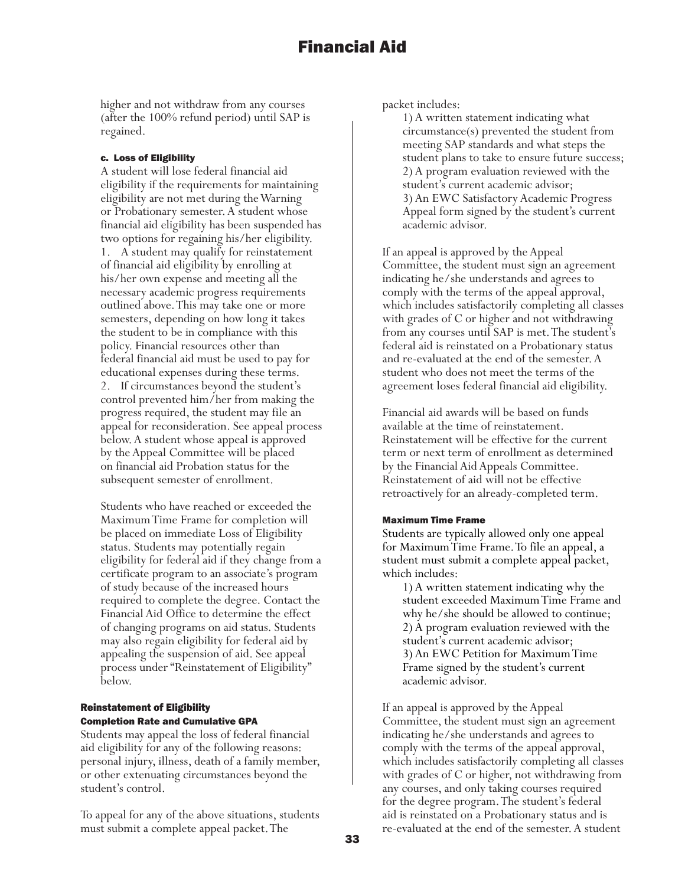higher and not withdraw from any courses (after the 100% refund period) until SAP is regained.

#### c. Loss of Eligibility

A student will lose federal financial aid eligibility if the requirements for maintaining eligibility are not met during the Warning or Probationary semester. A student whose financial aid eligibility has been suspended has two options for regaining his/her eligibility.

1. A student may qualify for reinstatement of financial aid eligibility by enrolling at his/her own expense and meeting all the necessary academic progress requirements outlined above. This may take one or more semesters, depending on how long it takes the student to be in compliance with this policy. Financial resources other than federal financial aid must be used to pay for educational expenses during these terms.
2. If circumstances beyond the student's control prevented him/her from making the progress required, the student may file an appeal for reconsideration. See appeal process below. A student whose appeal is approved by the Appeal Committee will be placed on financial aid Probation status for the subsequent semester of enrollment.

Students who have reached or exceeded the Maximum Time Frame for completion will be placed on immediate Loss of Eligibility status. Students may potentially regain eligibility for federal aid if they change from a certificate program to an associate's program of study because of the increased hours required to complete the degree. Contact the Financial Aid Office to determine the effect of changing programs on aid status. Students may also regain eligibility for federal aid by appealing the suspension of aid. See appeal process under "Reinstatement of Eligibility" below.

### Reinstatement of Eligibility

#### Completion Rate and Cumulative GPA

Students may appeal the loss of federal financial aid eligibility for any of the following reasons: personal injury, illness, death of a family member, or other extenuating circumstances beyond the student's control.

To appeal for any of the above situations, students must submit a complete appeal packet. The packet includes:

1) A written statement indicating what circumstance(s) prevented the student from meeting SAP standards and what steps the student plans to take to ensure future success;
2) A program evaluation reviewed with the student's current academic advisor;
3) An EWC Satisfactory Academic Progress Appeal form signed by the student's current academic advisor.

If an appeal is approved by the Appeal Committee, the student must sign an agreement indicating he/she understands and agrees to comply with the terms of the appeal approval, which includes satisfactorily completing all classes with grades of C or higher and not withdrawing from any courses until SAP is met. The student's federal aid is reinstated on a Probationary status and re-evaluated at the end of the semester. A student who does not meet the terms of the agreement loses federal financial aid eligibility.

Financial aid awards will be based on funds available at the time of reinstatement. Reinstatement will be effective for the current term or next term of enrollment as determined by the Financial Aid Appeals Committee. Reinstatement of aid will not be effective retroactively for an already-completed term.

#### Maximum Time Frame

Students are typically allowed only one appeal for Maximum Time Frame. To file an appeal, a student must submit a complete appeal packet, which includes:

1) A written statement indicating why the student exceeded Maximum Time Frame and why he/she should be allowed to continue;
2) A program evaluation reviewed with the student's current academic advisor;
3) An EWC Petition for Maximum Time Frame signed by the student's current academic advisor.

If an appeal is approved by the Appeal Committee, the student must sign an agreement indicating he/she understands and agrees to comply with the terms of the appeal approval, which includes satisfactorily completing all classes with grades of C or higher, not withdrawing from any courses, and only taking courses required for the degree program. The student's federal aid is reinstated on a Probationary status and is re-evaluated at the end of the semester. A student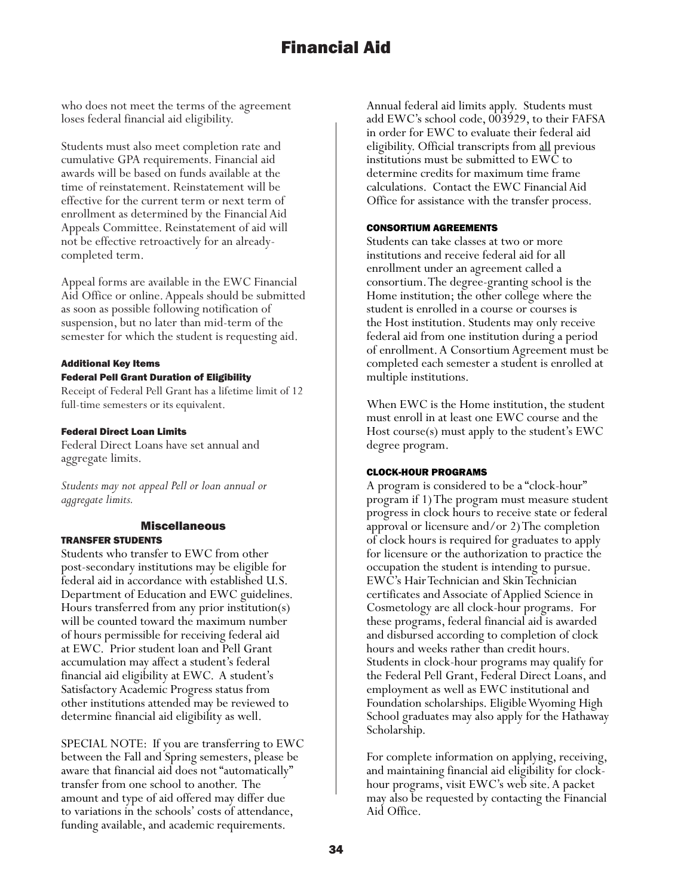who does not meet the terms of the agreement loses federal financial aid eligibility.

Students must also meet completion rate and cumulative GPA requirements. Financial aid awards will be based on funds available at the time of reinstatement. Reinstatement will be effective for the current term or next term of enrollment as determined by the Financial Aid Appeals Committee. Reinstatement of aid will not be effective retroactively for an already-completed term.

Appeal forms are available in the EWC Financial Aid Office or online. Appeals should be submitted as soon as possible following notification of suspension, but no later than mid-term of the semester for which the student is requesting aid.

#### Additional Key Items

#### Federal Pell Grant Duration of Eligibility

Receipt of Federal Pell Grant has a lifetime limit of 12 full-time semesters or its equivalent.

#### Federal Direct Loan Limits

Federal Direct Loans have set annual and aggregate limits.

*Students may not appeal Pell or loan annual or aggregate limits.*

## Miscellaneous

### TRANSFER STUDENTS

Students who transfer to EWC from other post-secondary institutions may be eligible for federal aid in accordance with established U.S. Department of Education and EWC guidelines. Hours transferred from any prior institution(s) will be counted toward the maximum number of hours permissible for receiving federal aid at EWC. Prior student loan and Pell Grant accumulation may affect a student's federal financial aid eligibility at EWC. A student's Satisfactory Academic Progress status from other institutions attended may be reviewed to determine financial aid eligibility as well.

SPECIAL NOTE: If you are transferring to EWC between the Fall and Spring semesters, please be aware that financial aid does not "automatically" transfer from one school to another. The amount and type of aid offered may differ due to variations in the schools' costs of attendance, funding available, and academic requirements.

Annual federal aid limits apply. Students must add EWC's school code, 003929, to their FAFSA in order for EWC to evaluate their federal aid eligibility. Official transcripts from all previous institutions must be submitted to EWC to determine credits for maximum time frame calculations. Contact the EWC Financial Aid Office for assistance with the transfer process.

### CONSORTIUM AGREEMENTS

Students can take classes at two or more institutions and receive federal aid for all enrollment under an agreement called a consortium. The degree-granting school is the Home institution; the other college where the student is enrolled in a course or courses is the Host institution. Students may only receive federal aid from one institution during a period of enrollment. A Consortium Agreement must be completed each semester a student is enrolled at multiple institutions.

When EWC is the Home institution, the student must enroll in at least one EWC course and the Host course(s) must apply to the student's EWC degree program.

### CLOCK-HOUR PROGRAMS

A program is considered to be a "clock-hour" program if 1) The program must measure student progress in clock hours to receive state or federal approval or licensure and/or 2) The completion of clock hours is required for graduates to apply for licensure or the authorization to practice the occupation the student is intending to pursue. EWC's Hair Technician and Skin Technician certificates and Associate of Applied Science in Cosmetology are all clock-hour programs. For these programs, federal financial aid is awarded and disbursed according to completion of clock hours and weeks rather than credit hours. Students in clock-hour programs may qualify for the Federal Pell Grant, Federal Direct Loans, and employment as well as EWC institutional and Foundation scholarships. Eligible Wyoming High School graduates may also apply for the Hathaway Scholarship.

For complete information on applying, receiving, and maintaining financial aid eligibility for clock-hour programs, visit EWC's web site. A packet may also be requested by contacting the Financial Aid Office.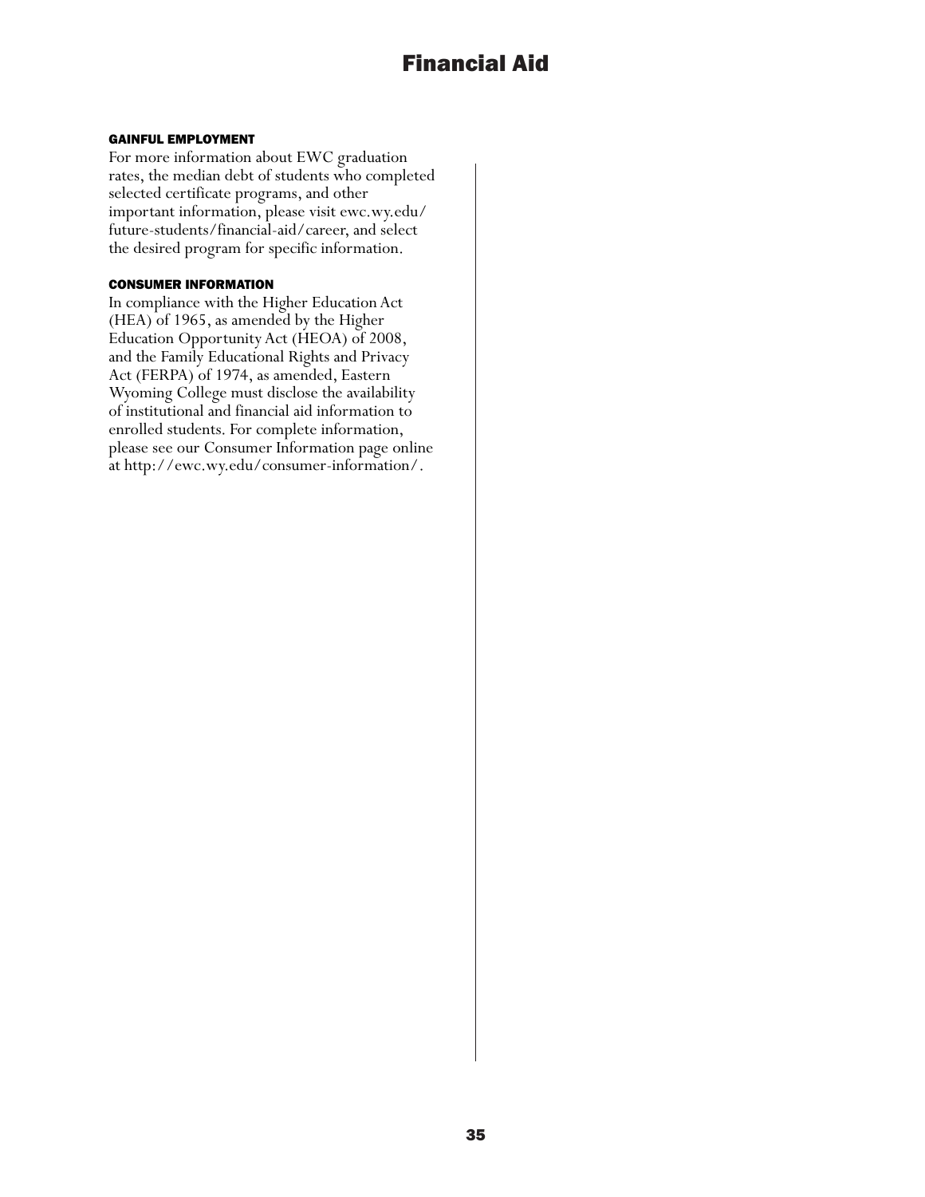### GAINFUL EMPLOYMENT

For more information about EWC graduation rates, the median debt of students who completed selected certificate programs, and other important information, please visit ewc.wy.edu/future-students/financial-aid/career, and select the desired program for specific information.

### CONSUMER INFORMATION

In compliance with the Higher Education Act (HEA) of 1965, as amended by the Higher Education Opportunity Act (HEOA) of 2008, and the Family Educational Rights and Privacy Act (FERPA) of 1974, as amended, Eastern Wyoming College must disclose the availability of institutional and financial aid information to enrolled students. For complete information, please see our Consumer Information page online at http://ewc.wy.edu/consumer-information/.